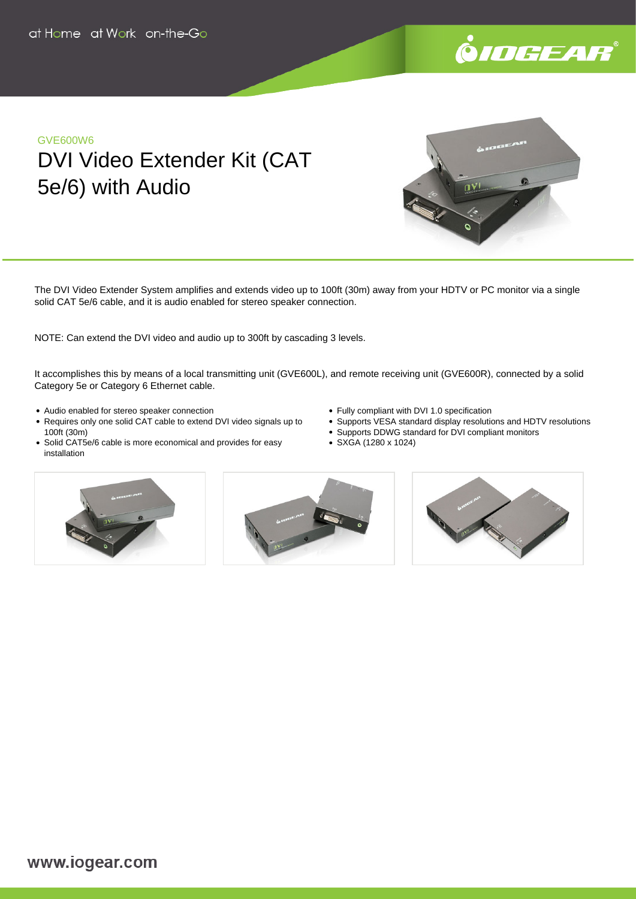GVE600W6

# DVI Video Extender Kit (CAT 5e/6) with Audio

The DVI Video Extender System amplifies and extends video up to 100ft (30m) away from your HDTV or PC monitor via a single solid CAT 5e/6 cable, and it is audio enabled for stereo speaker connection.

NOTE: Can extend the DVI video and audio up to 300ft by cascading 3 levels.

It accomplishes this by means of a local transmitting unit (GVE600L), and remote receiving unit (GVE600R), connected by a solid Category 5e or Category 6 Ethernet cable.

- Audio enabled for stereo speaker connection
- Requires only one solid CAT cable to extend DVI video signals up to 100ft (30m)
- Solid CAT5e/6 cable is more economical and provides for easy installation
- Fully compliant with DVI 1.0 specification
- Supports VESA standard display resolutions and HDTV resolutions
- Supports DDWG standard for DVI compliant monitors
- SXGA (1280 x 1024)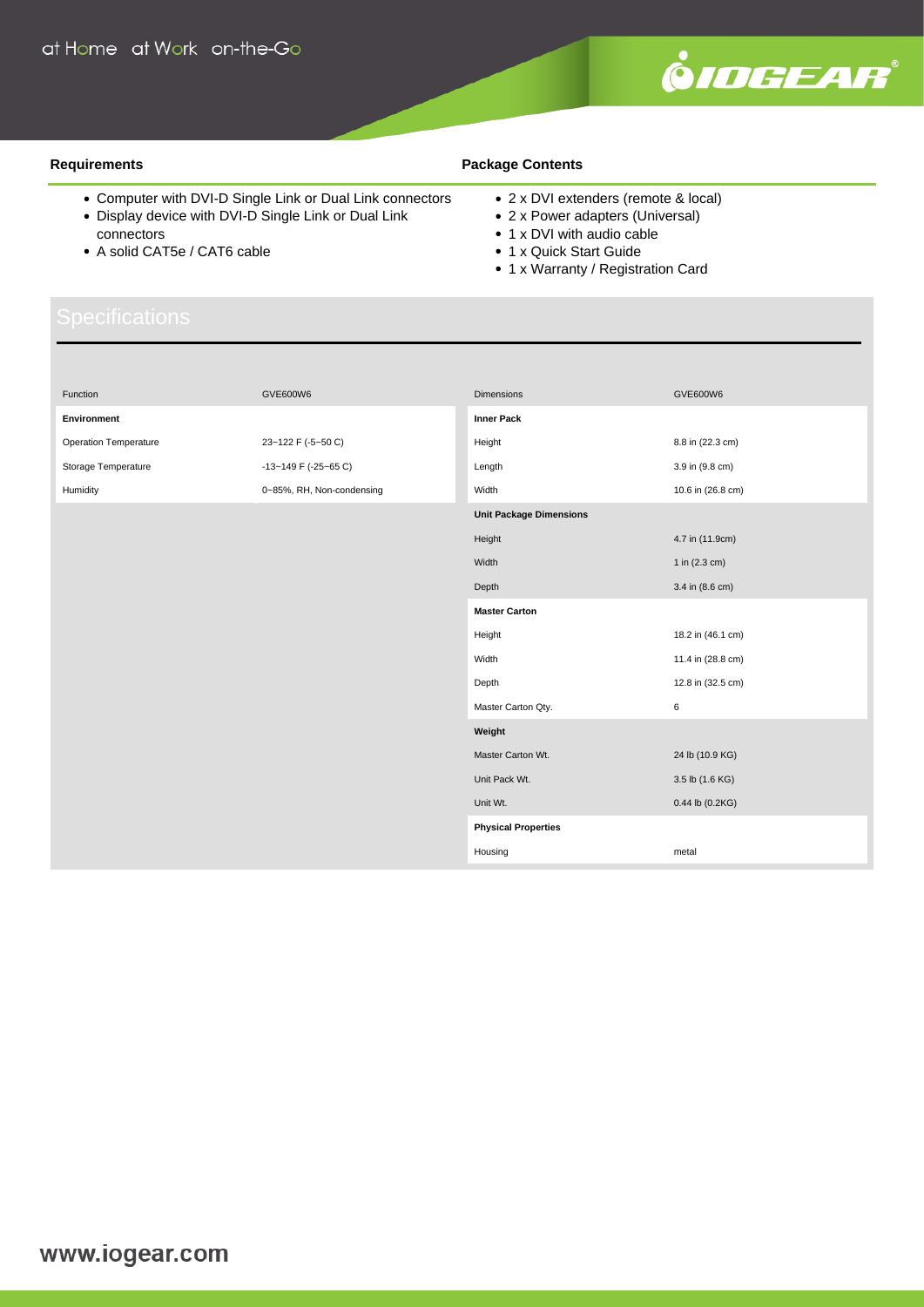## Requirements

- Computer with DVI-D Single Link or Dual Link connectors
- Display device with DVI-D Single Link or Dual Link connectors
- A solid CAT5e / CAT6 cable

## Package Contents

- 2 x DVI extenders (remote & local)
- 2 x Power adapters (Universal)
- 1 x DVI with audio cable
- 1 x Quick Start Guide
- 1 x Warranty / Registration Card

## Specifications

| Function | GVE600W6 |
|---|---|
| **Environment** | |
| Operation Temperature | 23~122 F (-5~50 C) |
| Storage Temperature | -13~149 F (-25~65 C) |
| Humidity | 0~85%, RH, Non-condensing |

| Dimensions | GVE600W6 |
|---|---|
| **Inner Pack** | |
| Height | 8.8 in (22.3 cm) |
| Length | 3.9 in (9.8 cm) |
| Width | 10.6 in (26.8 cm) |
| **Unit Package Dimensions** | |
| Height | 4.7 in (11.9cm) |
| Width | 1 in (2.3 cm) |
| Depth | 3.4 in (8.6 cm) |
| **Master Carton** | |
| Height | 18.2 in (46.1 cm) |
| Width | 11.4 in (28.8 cm) |
| Depth | 12.8 in (32.5 cm) |
| Master Carton Qty. | 6 |
| **Weight** | |
| Master Carton Wt. | 24 lb (10.9 KG) |
| Unit Pack Wt. | 3.5 lb (1.6 KG) |
| Unit Wt. | 0.44 lb (0.2KG) |
| **Physical Properties** | |
| Housing | metal |

www.iogear.com